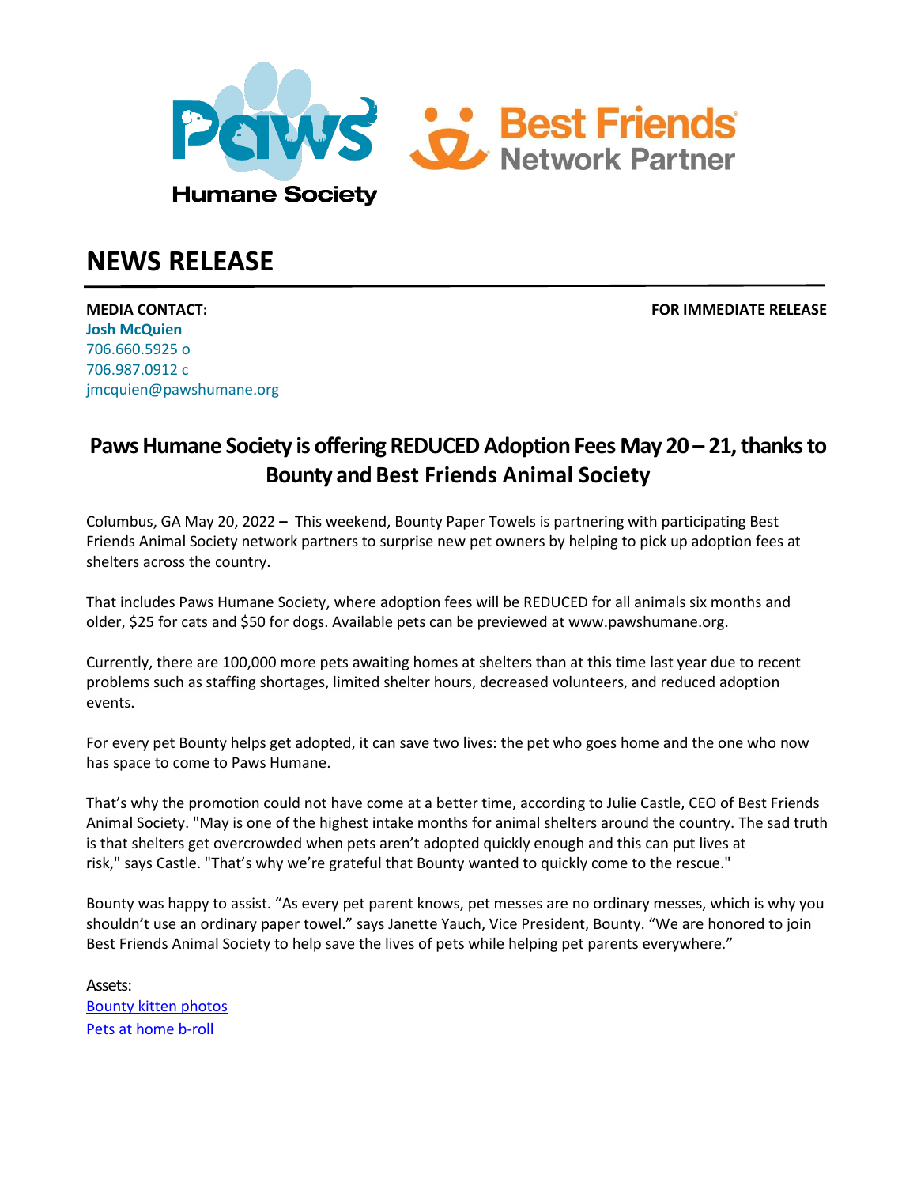Paws Humane Society

Best Friends Network Partner

# NEWS RELEASE

**MEDIA CONTACT:**
**Josh McQuien**
706.660.5925 o
706.987.0912 c
jmcquien@pawshumane.org

**FOR IMMEDIATE RELEASE**

## Paws Humane Society is offering REDUCED Adoption Fees May 20 – 21, thanks to Bounty and Best Friends Animal Society

Columbus, GA May 20, 2022 **–** This weekend, Bounty Paper Towels is partnering with participating Best Friends Animal Society network partners to surprise new pet owners by helping to pick up adoption fees at shelters across the country.

That includes Paws Humane Society, where adoption fees will be REDUCED for all animals six months and older, $25 for cats and $50 for dogs. Available pets can be previewed at www.pawshumane.org.

Currently, there are 100,000 more pets awaiting homes at shelters than at this time last year due to recent problems such as staffing shortages, limited shelter hours, decreased volunteers, and reduced adoption events.

For every pet Bounty helps get adopted, it can save two lives: the pet who goes home and the one who now has space to come to Paws Humane.

That's why the promotion could not have come at a better time, according to Julie Castle, CEO of Best Friends Animal Society. "May is one of the highest intake months for animal shelters around the country. The sad truth is that shelters get overcrowded when pets aren't adopted quickly enough and this can put lives at risk," says Castle. "That's why we're grateful that Bounty wanted to quickly come to the rescue."

Bounty was happy to assist. "As every pet parent knows, pet messes are no ordinary messes, which is why you shouldn't use an ordinary paper towel." says Janette Yauch, Vice President, Bounty. "We are honored to join Best Friends Animal Society to help save the lives of pets while helping pet parents everywhere."

Assets:
[Bounty kitten photos]
[Pets at home b-roll]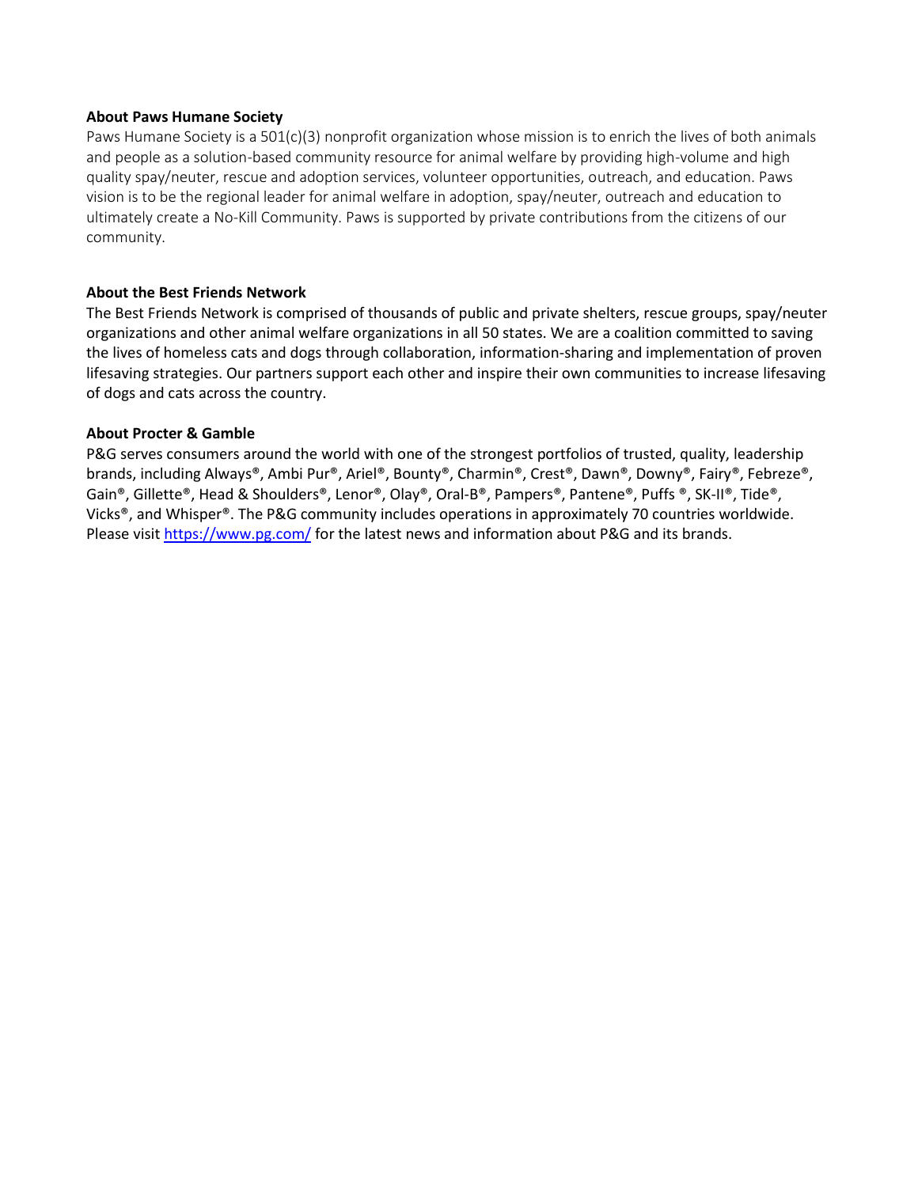**About Paws Humane Society**

Paws Humane Society is a 501(c)(3) nonprofit organization whose mission is to enrich the lives of both animals and people as a solution-based community resource for animal welfare by providing high-volume and high quality spay/neuter, rescue and adoption services, volunteer opportunities, outreach, and education. Paws vision is to be the regional leader for animal welfare in adoption, spay/neuter, outreach and education to ultimately create a No-Kill Community. Paws is supported by private contributions from the citizens of our community.

**About the Best Friends Network**

The Best Friends Network is comprised of thousands of public and private shelters, rescue groups, spay/neuter organizations and other animal welfare organizations in all 50 states. We are a coalition committed to saving the lives of homeless cats and dogs through collaboration, information-sharing and implementation of proven lifesaving strategies. Our partners support each other and inspire their own communities to increase lifesaving of dogs and cats across the country.

**About Procter & Gamble**

P&G serves consumers around the world with one of the strongest portfolios of trusted, quality, leadership brands, including Always®, Ambi Pur®, Ariel®, Bounty®, Charmin®, Crest®, Dawn®, Downy®, Fairy®, Febreze®, Gain®, Gillette®, Head & Shoulders®, Lenor®, Olay®, Oral-B®, Pampers®, Pantene®, Puffs ®, SK-II®, Tide®, Vicks®, and Whisper®. The P&G community includes operations in approximately 70 countries worldwide. Please visit [https://www.pg.com/](https://www.pg.com/) for the latest news and information about P&G and its brands.